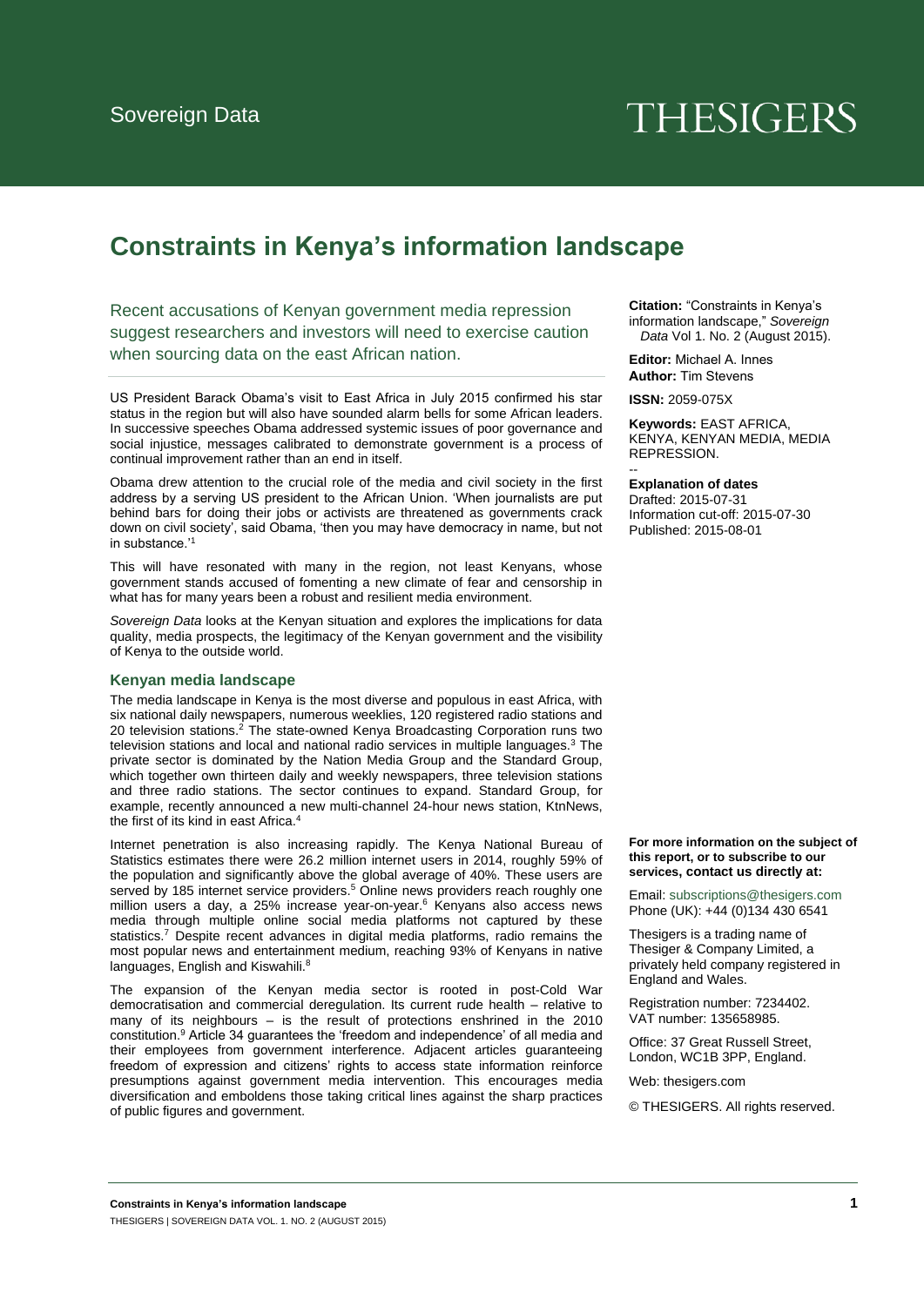Sovereign Data

THESIGERS

# Constraints in Kenya's information landscape

Recent accusations of Kenyan government media repression suggest researchers and investors will need to exercise caution when sourcing data on the east African nation.

US President Barack Obama's visit to East Africa in July 2015 confirmed his star status in the region but will also have sounded alarm bells for some African leaders. In successive speeches Obama addressed systemic issues of poor governance and social injustice, messages calibrated to demonstrate government is a process of continual improvement rather than an end in itself.

Obama drew attention to the crucial role of the media and civil society in the first address by a serving US president to the African Union. 'When journalists are put behind bars for doing their jobs or activists are threatened as governments crack down on civil society', said Obama, 'then you may have democracy in name, but not in substance.'[1]

This will have resonated with many in the region, not least Kenyans, whose government stands accused of fomenting a new climate of fear and censorship in what has for many years been a robust and resilient media environment.

*Sovereign Data* looks at the Kenyan situation and explores the implications for data quality, media prospects, the legitimacy of the Kenyan government and the visibility of Kenya to the outside world.

## Kenyan media landscape

The media landscape in Kenya is the most diverse and populous in east Africa, with six national daily newspapers, numerous weeklies, 120 registered radio stations and 20 television stations.[2] The state-owned Kenya Broadcasting Corporation runs two television stations and local and national radio services in multiple languages.[3] The private sector is dominated by the Nation Media Group and the Standard Group, which together own thirteen daily and weekly newspapers, three television stations and three radio stations. The sector continues to expand. Standard Group, for example, recently announced a new multi-channel 24-hour news station, KtnNews, the first of its kind in east Africa.[4]

Internet penetration is also increasing rapidly. The Kenya National Bureau of Statistics estimates there were 26.2 million internet users in 2014, roughly 59% of the population and significantly above the global average of 40%. These users are served by 185 internet service providers.[5] Online news providers reach roughly one million users a day, a 25% increase year-on-year.[6] Kenyans also access news media through multiple online social media platforms not captured by these statistics.[7] Despite recent advances in digital media platforms, radio remains the most popular news and entertainment medium, reaching 93% of Kenyans in native languages, English and Kiswahili.[8]

The expansion of the Kenyan media sector is rooted in post-Cold War democratisation and commercial deregulation. Its current rude health – relative to many of its neighbours – is the result of protections enshrined in the 2010 constitution.[9] Article 34 guarantees the 'freedom and independence' of all media and their employees from government interference. Adjacent articles guaranteeing freedom of expression and citizens' rights to access state information reinforce presumptions against government media intervention. This encourages media diversification and emboldens those taking critical lines against the sharp practices of public figures and government.

**Citation:** "Constraints in Kenya's information landscape," *Sovereign Data* Vol 1. No. 2 (August 2015).

**Editor:** Michael A. Innes
**Author:** Tim Stevens

**ISSN:** 2059-075X

**Keywords:** EAST AFRICA, KENYA, KENYAN MEDIA, MEDIA REPRESSION.

--

**Explanation of dates**
Drafted: 2015-07-31
Information cut-off: 2015-07-30
Published: 2015-08-01

**For more information on the subject of this report, or to subscribe to our services, contact us directly at:**

Email: subscriptions@thesigers.com
Phone (UK): +44 (0)134 430 6541

Thesigers is a trading name of Thesiger & Company Limited, a privately held company registered in England and Wales.

Registration number: 7234402.
VAT number: 135658985.

Office: 37 Great Russell Street, London, WC1B 3PP, England.

Web: thesigers.com

© THESIGERS. All rights reserved.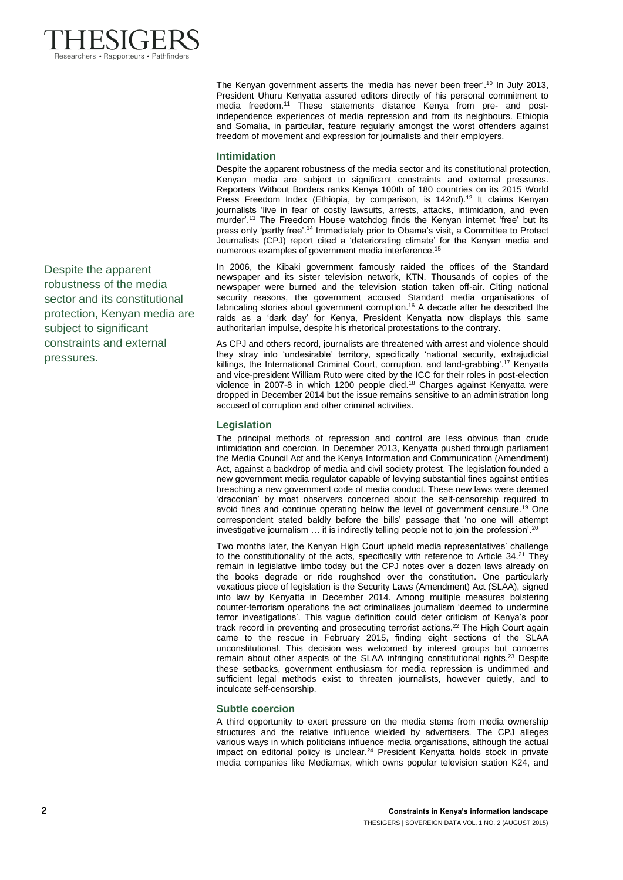The Kenyan government asserts the 'media has never been freer'.[10] In July 2013, President Uhuru Kenyatta assured editors directly of his personal commitment to media freedom.[11] These statements distance Kenya from pre- and post-independence experiences of media repression and from its neighbours. Ethiopia and Somalia, in particular, feature regularly amongst the worst offenders against freedom of movement and expression for journalists and their employers.

## Intimidation

Despite the apparent robustness of the media sector and its constitutional protection, Kenyan media are subject to significant constraints and external pressures. Reporters Without Borders ranks Kenya 100th of 180 countries on its 2015 World Press Freedom Index (Ethiopia, by comparison, is 142nd).[12] It claims Kenyan journalists 'live in fear of costly lawsuits, arrests, attacks, intimidation, and even murder'.[13] The Freedom House watchdog finds the Kenyan internet 'free' but its press only 'partly free'.[14] Immediately prior to Obama's visit, a Committee to Protect Journalists (CPJ) report cited a 'deteriorating climate' for the Kenyan media and numerous examples of government media interference.[15]

> Despite the apparent robustness of the media sector and its constitutional protection, Kenyan media are subject to significant constraints and external pressures.

In 2006, the Kibaki government famously raided the offices of the Standard newspaper and its sister television network, KTN. Thousands of copies of the newspaper were burned and the television station taken off-air. Citing national security reasons, the government accused Standard media organisations of fabricating stories about government corruption.[16] A decade after he described the raids as a 'dark day' for Kenya, President Kenyatta now displays this same authoritarian impulse, despite his rhetorical protestations to the contrary.

As CPJ and others record, journalists are threatened with arrest and violence should they stray into 'undesirable' territory, specifically 'national security, extrajudicial killings, the International Criminal Court, corruption, and land-grabbing'.[17] Kenyatta and vice-president William Ruto were cited by the ICC for their roles in post-election violence in 2007-8 in which 1200 people died.[18] Charges against Kenyatta were dropped in December 2014 but the issue remains sensitive to an administration long accused of corruption and other criminal activities.

## Legislation

The principal methods of repression and control are less obvious than crude intimidation and coercion. In December 2013, Kenyatta pushed through parliament the Media Council Act and the Kenya Information and Communication (Amendment) Act, against a backdrop of media and civil society protest. The legislation founded a new government media regulator capable of levying substantial fines against entities breaching a new government code of media conduct. These new laws were deemed 'draconian' by most observers concerned about the self-censorship required to avoid fines and continue operating below the level of government censure.[19] One correspondent stated baldly before the bills' passage that 'no one will attempt investigative journalism … it is indirectly telling people not to join the profession'.[20]

Two months later, the Kenyan High Court upheld media representatives' challenge to the constitutionality of the acts, specifically with reference to Article 34.[21] They remain in legislative limbo today but the CPJ notes over a dozen laws already on the books degrade or ride roughshod over the constitution. One particularly vexatious piece of legislation is the Security Laws (Amendment) Act (SLAA), signed into law by Kenyatta in December 2014. Among multiple measures bolstering counter-terrorism operations the act criminalises journalism 'deemed to undermine terror investigations'. This vague definition could deter criticism of Kenya's poor track record in preventing and prosecuting terrorist actions.[22] The High Court again came to the rescue in February 2015, finding eight sections of the SLAA unconstitutional. This decision was welcomed by interest groups but concerns remain about other aspects of the SLAA infringing constitutional rights.[23] Despite these setbacks, government enthusiasm for media repression is undimmed and sufficient legal methods exist to threaten journalists, however quietly, and to inculcate self-censorship.

## Subtle coercion

A third opportunity to exert pressure on the media stems from media ownership structures and the relative influence wielded by advertisers. The CPJ alleges various ways in which politicians influence media organisations, although the actual impact on editorial policy is unclear.[24] President Kenyatta holds stock in private media companies like Mediamax, which owns popular television station K24, and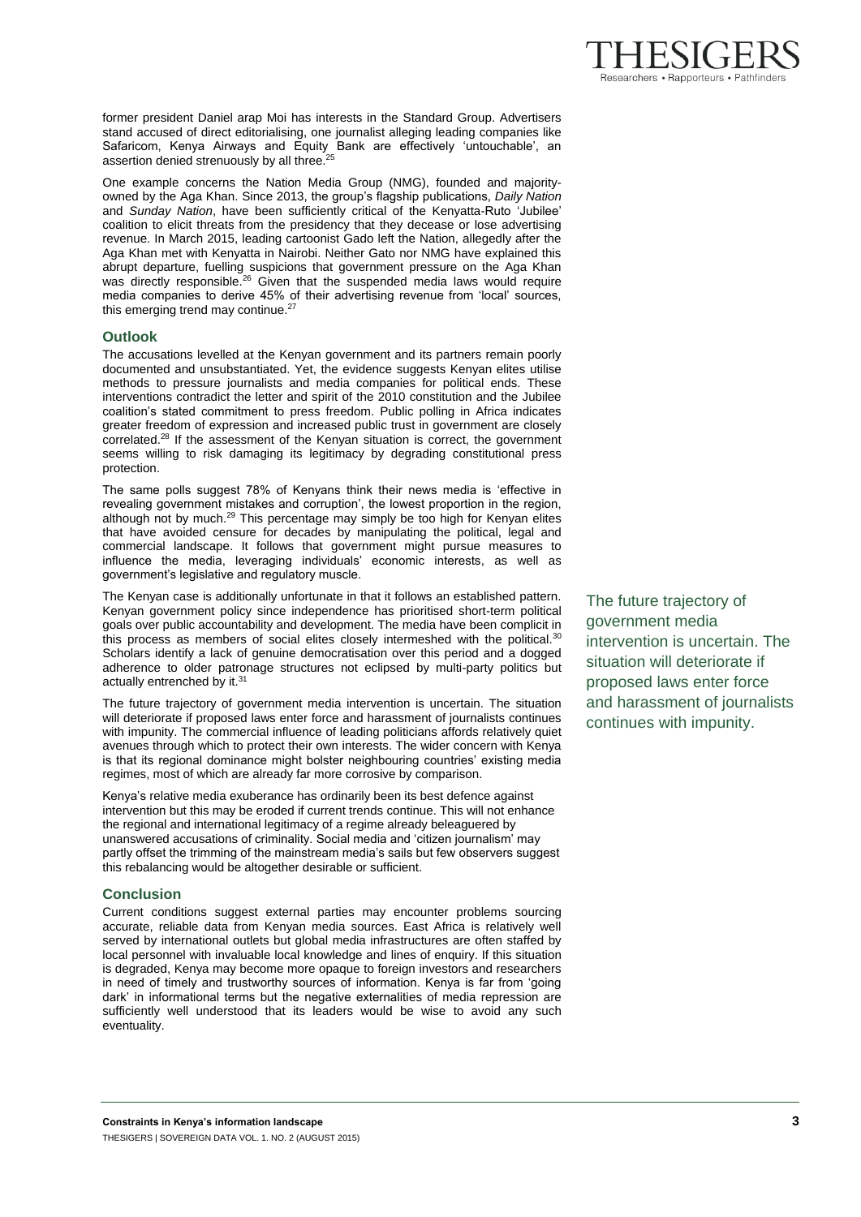former president Daniel arap Moi has interests in the Standard Group. Advertisers stand accused of direct editorialising, one journalist alleging leading companies like Safaricom, Kenya Airways and Equity Bank are effectively 'untouchable', an assertion denied strenuously by all three.[25]

One example concerns the Nation Media Group (NMG), founded and majority-owned by the Aga Khan. Since 2013, the group's flagship publications, *Daily Nation* and *Sunday Nation*, have been sufficiently critical of the Kenyatta-Ruto 'Jubilee' coalition to elicit threats from the presidency that they decease or lose advertising revenue. In March 2015, leading cartoonist Gado left the Nation, allegedly after the Aga Khan met with Kenyatta in Nairobi. Neither Gato nor NMG have explained this abrupt departure, fuelling suspicions that government pressure on the Aga Khan was directly responsible.[26] Given that the suspended media laws would require media companies to derive 45% of their advertising revenue from 'local' sources, this emerging trend may continue.[27]

## Outlook

The accusations levelled at the Kenyan government and its partners remain poorly documented and unsubstantiated. Yet, the evidence suggests Kenyan elites utilise methods to pressure journalists and media companies for political ends. These interventions contradict the letter and spirit of the 2010 constitution and the Jubilee coalition's stated commitment to press freedom. Public polling in Africa indicates greater freedom of expression and increased public trust in government are closely correlated.[28] If the assessment of the Kenyan situation is correct, the government seems willing to risk damaging its legitimacy by degrading constitutional press protection.

The same polls suggest 78% of Kenyans think their news media is 'effective in revealing government mistakes and corruption', the lowest proportion in the region, although not by much.[29] This percentage may simply be too high for Kenyan elites that have avoided censure for decades by manipulating the political, legal and commercial landscape. It follows that government might pursue measures to influence the media, leveraging individuals' economic interests, as well as government's legislative and regulatory muscle.

The Kenyan case is additionally unfortunate in that it follows an established pattern. Kenyan government policy since independence has prioritised short-term political goals over public accountability and development. The media have been complicit in this process as members of social elites closely intermeshed with the political.[30] Scholars identify a lack of genuine democratisation over this period and a dogged adherence to older patronage structures not eclipsed by multi-party politics but actually entrenched by it.[31]

The future trajectory of government media intervention is uncertain. The situation will deteriorate if proposed laws enter force and harassment of journalists continues with impunity. The commercial influence of leading politicians affords relatively quiet avenues through which to protect their own interests. The wider concern with Kenya is that its regional dominance might bolster neighbouring countries' existing media regimes, most of which are already far more corrosive by comparison.

> The future trajectory of government media intervention is uncertain. The situation will deteriorate if proposed laws enter force and harassment of journalists continues with impunity.

Kenya's relative media exuberance has ordinarily been its best defence against intervention but this may be eroded if current trends continue. This will not enhance the regional and international legitimacy of a regime already beleaguered by unanswered accusations of criminality. Social media and 'citizen journalism' may partly offset the trimming of the mainstream media's sails but few observers suggest this rebalancing would be altogether desirable or sufficient.

## Conclusion

Current conditions suggest external parties may encounter problems sourcing accurate, reliable data from Kenyan media sources. East Africa is relatively well served by international outlets but global media infrastructures are often staffed by local personnel with invaluable local knowledge and lines of enquiry. If this situation is degraded, Kenya may become more opaque to foreign investors and researchers in need of timely and trustworthy sources of information. Kenya is far from 'going dark' in informational terms but the negative externalities of media repression are sufficiently well understood that its leaders would be wise to avoid any such eventuality.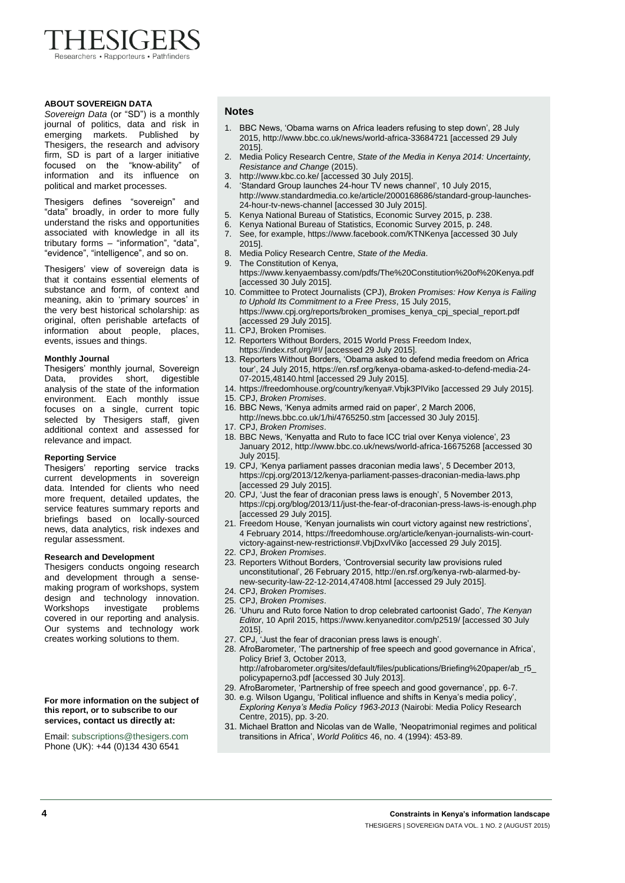# THESIGERS

Researchers • Rapporteurs • Pathfinders

**ABOUT SOVEREIGN DATA**

*Sovereign Data* (or "SD") is a monthly journal of politics, data and risk in emerging markets. Published by Thesigers, the research and advisory firm, SD is part of a larger initiative focused on the "know-ability" of information and its influence on political and market processes.

Thesigers defines "sovereign" and "data" broadly, in order to more fully understand the risks and opportunities associated with knowledge in all its tributary forms – "information", "data", "evidence", "intelligence", and so on.

Thesigers' view of sovereign data is that it contains essential elements of substance and form, of context and meaning, akin to 'primary sources' in the very best historical scholarship: as original, often perishable artefacts of information about people, places, events, issues and things.

**Monthly Journal**

Thesigers' monthly journal, Sovereign Data, provides short, digestible analysis of the state of the information environment. Each monthly issue focuses on a single, current topic selected by Thesigers staff, given additional context and assessed for relevance and impact.

**Reporting Service**

Thesigers' reporting service tracks current developments in sovereign data. Intended for clients who need more frequent, detailed updates, the service features summary reports and briefings based on locally-sourced news, data analytics, risk indexes and regular assessment.

**Research and Development**

Thesigers conducts ongoing research and development through a sense-making program of workshops, system design and technology innovation. Workshops investigate problems covered in our reporting and analysis. Our systems and technology work creates working solutions to them.

**For more information on the subject of this report, or to subscribe to our services, contact us directly at:**

Email: subscriptions@thesigers.com
Phone (UK): +44 (0)134 430 6541

## Notes

1. BBC News, 'Obama warns on Africa leaders refusing to step down', 28 July 2015, http://www.bbc.co.uk/news/world-africa-33684721 [accessed 29 July 2015].
2. Media Policy Research Centre, *State of the Media in Kenya 2014: Uncertainty, Resistance and Change* (2015).
3. http://www.kbc.co.ke/ [accessed 30 July 2015].
4. 'Standard Group launches 24-hour TV news channel', 10 July 2015, http://www.standardmedia.co.ke/article/2000168686/standard-group-launches-24-hour-tv-news-channel [accessed 30 July 2015].
5. Kenya National Bureau of Statistics, Economic Survey 2015, p. 238.
6. Kenya National Bureau of Statistics, Economic Survey 2015, p. 248.
7. See, for example, https://www.facebook.com/KTNKenya [accessed 30 July 2015].
8. Media Policy Research Centre, *State of the Media*.
9. The Constitution of Kenya, https://www.kenyaembassy.com/pdfs/The%20Constitution%20of%20Kenya.pdf [accessed 30 July 2015].
10. Committee to Protect Journalists (CPJ), *Broken Promises: How Kenya is Failing to Uphold Its Commitment to a Free Press*, 15 July 2015, https://www.cpj.org/reports/broken_promises_kenya_cpj_special_report.pdf [accessed 29 July 2015].
11. CPJ, Broken Promises.
12. Reporters Without Borders, 2015 World Press Freedom Index, https://index.rsf.org/#!/ [accessed 29 July 2015].
13. Reporters Without Borders, 'Obama asked to defend media freedom on Africa tour', 24 July 2015, https://en.rsf.org/kenya-obama-asked-to-defend-media-24-07-2015,48140.html [accessed 29 July 2015].
14. https://freedomhouse.org/country/kenya#.Vbjk3PlViko [accessed 29 July 2015].
15. CPJ, *Broken Promises*.
16. BBC News, 'Kenya admits armed raid on paper', 2 March 2006, http://news.bbc.co.uk/1/hi/4765250.stm [accessed 30 July 2015].
17. CPJ, *Broken Promises*.
18. BBC News, 'Kenyatta and Ruto to face ICC trial over Kenya violence', 23 January 2012, http://www.bbc.co.uk/news/world-africa-16675268 [accessed 30 July 2015].
19. CPJ, 'Kenya parliament passes draconian media laws', 5 December 2013, https://cpj.org/2013/12/kenya-parliament-passes-draconian-media-laws.php [accessed 29 July 2015].
20. CPJ, 'Just the fear of draconian press laws is enough', 5 November 2013, https://cpj.org/blog/2013/11/just-the-fear-of-draconian-press-laws-is-enough.php [accessed 29 July 2015].
21. Freedom House, 'Kenyan journalists win court victory against new restrictions', 4 February 2014, https://freedomhouse.org/article/kenyan-journalists-win-court-victory-against-new-restrictions#.VbjDxvlViko [accessed 29 July 2015].
22. CPJ, *Broken Promises*.
23. Reporters Without Borders, 'Controversial security law provisions ruled unconstitutional', 26 February 2015, http://en.rsf.org/kenya-rwb-alarmed-by-new-security-law-22-12-2014,47408.html [accessed 29 July 2015].
24. CPJ, *Broken Promises*.
25. CPJ, *Broken Promises*.
26. 'Uhuru and Ruto force Nation to drop celebrated cartoonist Gado', *The Kenyan Editor*, 10 April 2015, https://www.kenyaneditor.com/p2519/ [accessed 30 July 2015].
27. CPJ, 'Just the fear of draconian press laws is enough'.
28. AfroBarometer, 'The partnership of free speech and good governance in Africa', Policy Brief 3, October 2013, http://afrobarometer.org/sites/default/files/publications/Briefing%20paper/ab_r5_policypaperno3.pdf [accessed 30 July 2013].
29. AfroBarometer, 'Partnership of free speech and good governance', pp. 6-7.
30. e.g. Wilson Ugangu, 'Political influence and shifts in Kenya's media policy', *Exploring Kenya's Media Policy 1963-2013* (Nairobi: Media Policy Research Centre, 2015), pp. 3-20.
31. Michael Bratton and Nicolas van de Walle, 'Neopatrimonial regimes and political transitions in Africa', *World Politics* 46, no. 4 (1994): 453-89.